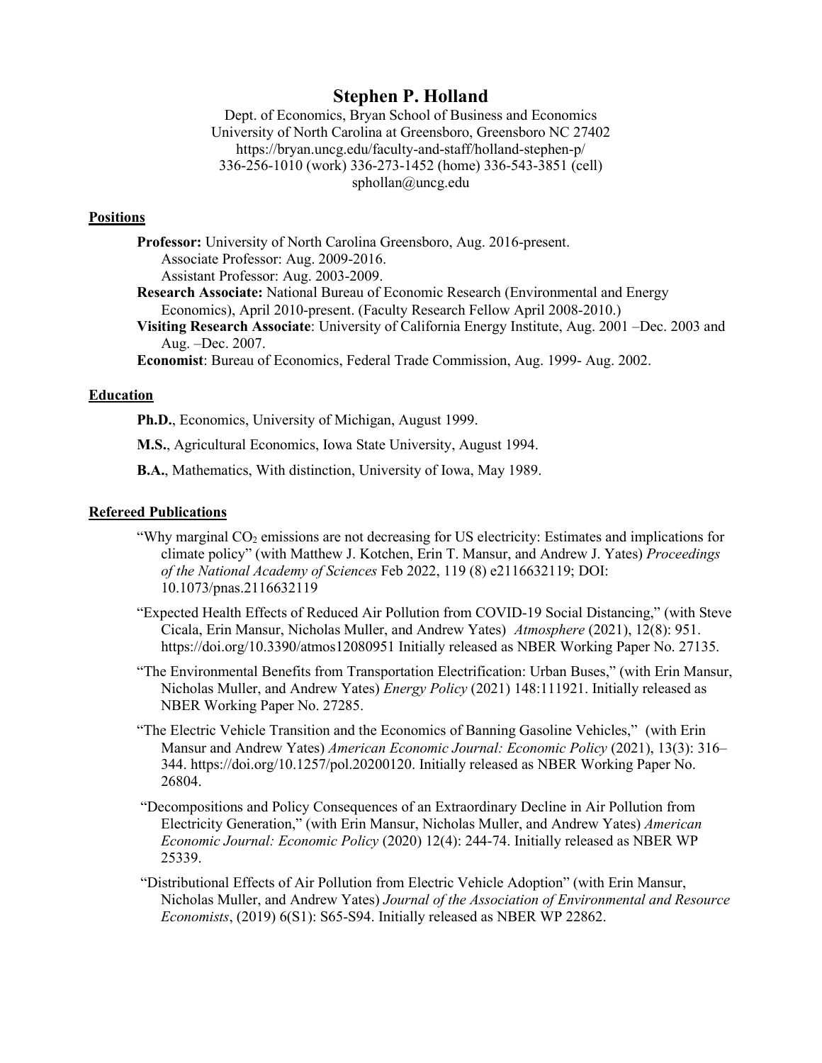# Stephen P. Holland

Dept. of Economics, Bryan School of Business and Economics
University of North Carolina at Greensboro, Greensboro NC 27402
https://bryan.uncg.edu/faculty-and-staff/holland-stephen-p/
336-256-1010 (work) 336-273-1452 (home) 336-543-3851 (cell)
sphollan@uncg.edu

## Positions

**Professor:** University of North Carolina Greensboro, Aug. 2016-present.
Associate Professor: Aug. 2009-2016.
Assistant Professor: Aug. 2003-2009.

**Research Associate:** National Bureau of Economic Research (Environmental and Energy Economics), April 2010-present. (Faculty Research Fellow April 2008-2010.)

**Visiting Research Associate**: University of California Energy Institute, Aug. 2001 –Dec. 2003 and Aug. –Dec. 2007.

**Economist**: Bureau of Economics, Federal Trade Commission, Aug. 1999- Aug. 2002.

## Education

**Ph.D.**, Economics, University of Michigan, August 1999.

**M.S.**, Agricultural Economics, Iowa State University, August 1994.

**B.A.**, Mathematics, With distinction, University of Iowa, May 1989.

## Refereed Publications

"Why marginal $CO_2$ emissions are not decreasing for US electricity: Estimates and implications for climate policy" (with Matthew J. Kotchen, Erin T. Mansur, and Andrew J. Yates) *Proceedings of the National Academy of Sciences* Feb 2022, 119 (8) e2116632119; DOI: 10.1073/pnas.2116632119

"Expected Health Effects of Reduced Air Pollution from COVID-19 Social Distancing," (with Steve Cicala, Erin Mansur, Nicholas Muller, and Andrew Yates) *Atmosphere* (2021), 12(8): 951. https://doi.org/10.3390/atmos12080951 Initially released as NBER Working Paper No. 27135.

"The Environmental Benefits from Transportation Electrification: Urban Buses," (with Erin Mansur, Nicholas Muller, and Andrew Yates) *Energy Policy* (2021) 148:111921. Initially released as NBER Working Paper No. 27285.

"The Electric Vehicle Transition and the Economics of Banning Gasoline Vehicles," (with Erin Mansur and Andrew Yates) *American Economic Journal: Economic Policy* (2021), 13(3): 316–344. https://doi.org/10.1257/pol.20200120. Initially released as NBER Working Paper No. 26804.

"Decompositions and Policy Consequences of an Extraordinary Decline in Air Pollution from Electricity Generation," (with Erin Mansur, Nicholas Muller, and Andrew Yates) *American Economic Journal: Economic Policy* (2020) 12(4): 244-74. Initially released as NBER WP 25339.

"Distributional Effects of Air Pollution from Electric Vehicle Adoption" (with Erin Mansur, Nicholas Muller, and Andrew Yates) *Journal of the Association of Environmental and Resource Economists*, (2019) 6(S1): S65-S94. Initially released as NBER WP 22862.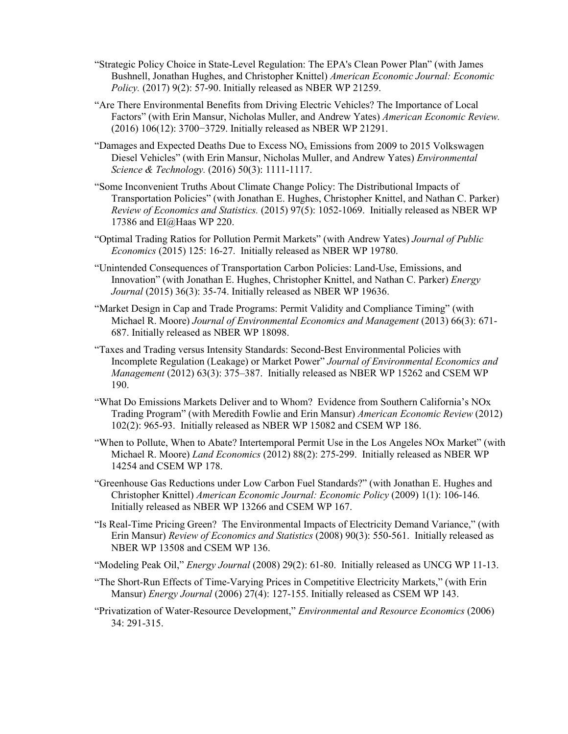"Strategic Policy Choice in State-Level Regulation: The EPA's Clean Power Plan" (with James Bushnell, Jonathan Hughes, and Christopher Knittel) *American Economic Journal: Economic Policy.* (2017) 9(2): 57-90. Initially released as NBER WP 21259.

"Are There Environmental Benefits from Driving Electric Vehicles? The Importance of Local Factors" (with Erin Mansur, Nicholas Muller, and Andrew Yates) *American Economic Review.* (2016) 106(12): 3700−3729. Initially released as NBER WP 21291.

"Damages and Expected Deaths Due to Excess $NO_x$ Emissions from 2009 to 2015 Volkswagen Diesel Vehicles" (with Erin Mansur, Nicholas Muller, and Andrew Yates) *Environmental Science & Technology.* (2016) 50(3): 1111-1117.

"Some Inconvenient Truths About Climate Change Policy: The Distributional Impacts of Transportation Policies" (with Jonathan E. Hughes, Christopher Knittel, and Nathan C. Parker) *Review of Economics and Statistics.* (2015) 97(5): 1052-1069. Initially released as NBER WP 17386 and EI@Haas WP 220.

"Optimal Trading Ratios for Pollution Permit Markets" (with Andrew Yates) *Journal of Public Economics* (2015) 125: 16-27. Initially released as NBER WP 19780.

"Unintended Consequences of Transportation Carbon Policies: Land-Use, Emissions, and Innovation" (with Jonathan E. Hughes, Christopher Knittel, and Nathan C. Parker) *Energy Journal* (2015) 36(3): 35-74. Initially released as NBER WP 19636.

"Market Design in Cap and Trade Programs: Permit Validity and Compliance Timing" (with Michael R. Moore) *Journal of Environmental Economics and Management* (2013) 66(3): 671-687. Initially released as NBER WP 18098.

"Taxes and Trading versus Intensity Standards: Second-Best Environmental Policies with Incomplete Regulation (Leakage) or Market Power" *Journal of Environmental Economics and Management* (2012) 63(3): 375–387. Initially released as NBER WP 15262 and CSEM WP 190.

"What Do Emissions Markets Deliver and to Whom? Evidence from Southern California's NOx Trading Program" (with Meredith Fowlie and Erin Mansur) *American Economic Review* (2012) 102(2): 965-93. Initially released as NBER WP 15082 and CSEM WP 186.

"When to Pollute, When to Abate? Intertemporal Permit Use in the Los Angeles NOx Market" (with Michael R. Moore) *Land Economics* (2012) 88(2): 275-299. Initially released as NBER WP 14254 and CSEM WP 178.

"Greenhouse Gas Reductions under Low Carbon Fuel Standards?" (with Jonathan E. Hughes and Christopher Knittel) *American Economic Journal: Economic Policy* (2009) 1(1): 106-146. Initially released as NBER WP 13266 and CSEM WP 167.

"Is Real-Time Pricing Green? The Environmental Impacts of Electricity Demand Variance," (with Erin Mansur) *Review of Economics and Statistics* (2008) 90(3): 550-561. Initially released as NBER WP 13508 and CSEM WP 136.

"Modeling Peak Oil," *Energy Journal* (2008) 29(2): 61-80. Initially released as UNCG WP 11-13.

"The Short-Run Effects of Time-Varying Prices in Competitive Electricity Markets," (with Erin Mansur) *Energy Journal* (2006) 27(4): 127-155. Initially released as CSEM WP 143.

"Privatization of Water-Resource Development," *Environmental and Resource Economics* (2006) 34: 291-315.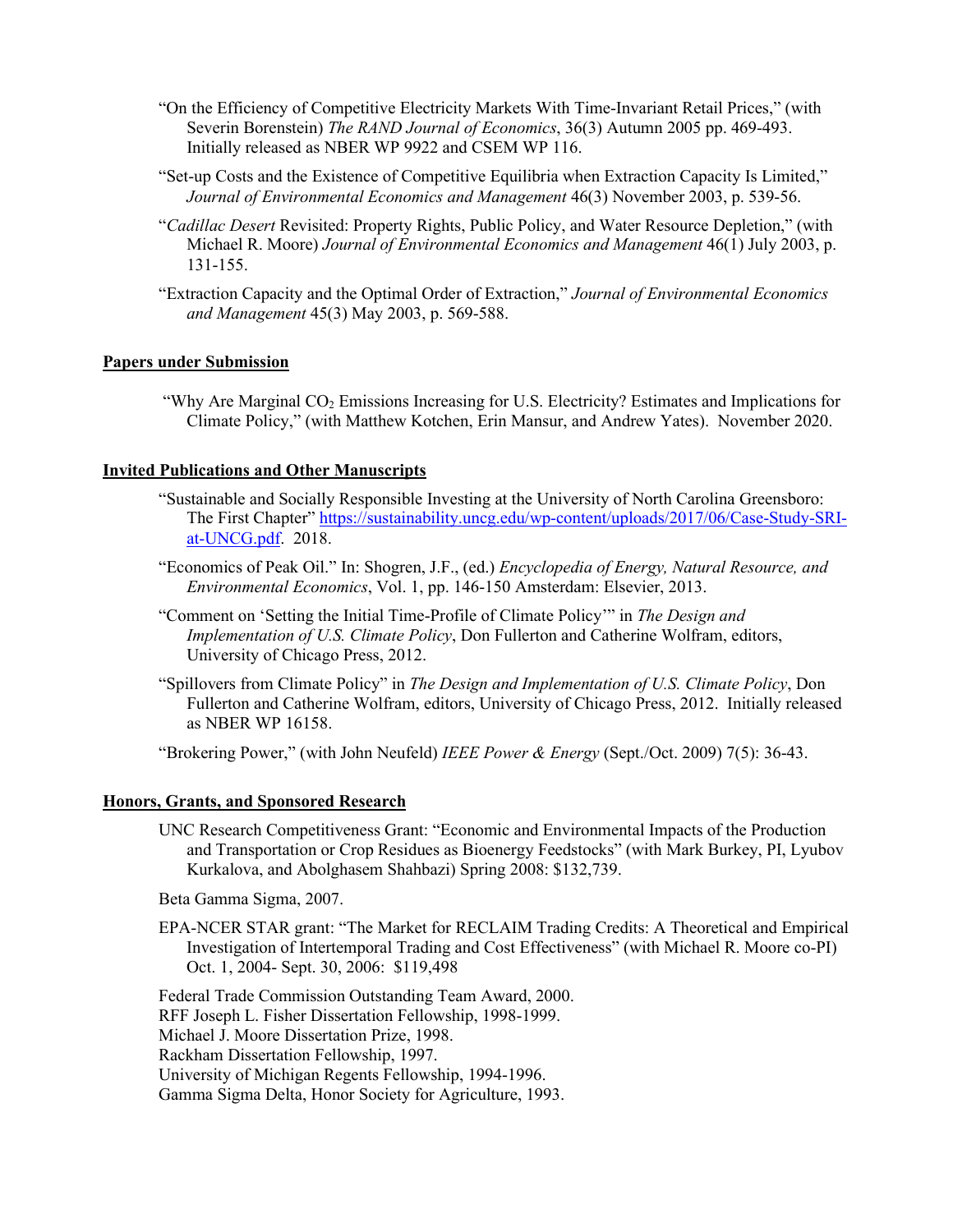"On the Efficiency of Competitive Electricity Markets With Time-Invariant Retail Prices," (with Severin Borenstein) *The RAND Journal of Economics*, 36(3) Autumn 2005 pp. 469-493. Initially released as NBER WP 9922 and CSEM WP 116.

"Set-up Costs and the Existence of Competitive Equilibria when Extraction Capacity Is Limited," *Journal of Environmental Economics and Management* 46(3) November 2003, p. 539-56.

"*Cadillac Desert* Revisited: Property Rights, Public Policy, and Water Resource Depletion," (with Michael R. Moore) *Journal of Environmental Economics and Management* 46(1) July 2003, p. 131-155.

"Extraction Capacity and the Optimal Order of Extraction," *Journal of Environmental Economics and Management* 45(3) May 2003, p. 569-588.

## Papers under Submission

"Why Are Marginal $CO_2$ Emissions Increasing for U.S. Electricity? Estimates and Implications for Climate Policy," (with Matthew Kotchen, Erin Mansur, and Andrew Yates). November 2020.

## Invited Publications and Other Manuscripts

"Sustainable and Socially Responsible Investing at the University of North Carolina Greensboro: The First Chapter" https://sustainability.uncg.edu/wp-content/uploads/2017/06/Case-Study-SRI-at-UNCG.pdf. 2018.

"Economics of Peak Oil." In: Shogren, J.F., (ed.) *Encyclopedia of Energy, Natural Resource, and Environmental Economics*, Vol. 1, pp. 146-150 Amsterdam: Elsevier, 2013.

"Comment on 'Setting the Initial Time-Profile of Climate Policy'" in *The Design and Implementation of U.S. Climate Policy*, Don Fullerton and Catherine Wolfram, editors, University of Chicago Press, 2012.

"Spillovers from Climate Policy" in *The Design and Implementation of U.S. Climate Policy*, Don Fullerton and Catherine Wolfram, editors, University of Chicago Press, 2012. Initially released as NBER WP 16158.

"Brokering Power," (with John Neufeld) *IEEE Power & Energy* (Sept./Oct. 2009) 7(5): 36-43.

## Honors, Grants, and Sponsored Research

UNC Research Competitiveness Grant: "Economic and Environmental Impacts of the Production and Transportation or Crop Residues as Bioenergy Feedstocks" (with Mark Burkey, PI, Lyubov Kurkalova, and Abolghasem Shahbazi) Spring 2008: $132,739.

Beta Gamma Sigma, 2007.

EPA-NCER STAR grant: "The Market for RECLAIM Trading Credits: A Theoretical and Empirical Investigation of Intertemporal Trading and Cost Effectiveness" (with Michael R. Moore co-PI) Oct. 1, 2004- Sept. 30, 2006: $119,498

Federal Trade Commission Outstanding Team Award, 2000.
RFF Joseph L. Fisher Dissertation Fellowship, 1998-1999.
Michael J. Moore Dissertation Prize, 1998.
Rackham Dissertation Fellowship, 1997.
University of Michigan Regents Fellowship, 1994-1996.
Gamma Sigma Delta, Honor Society for Agriculture, 1993.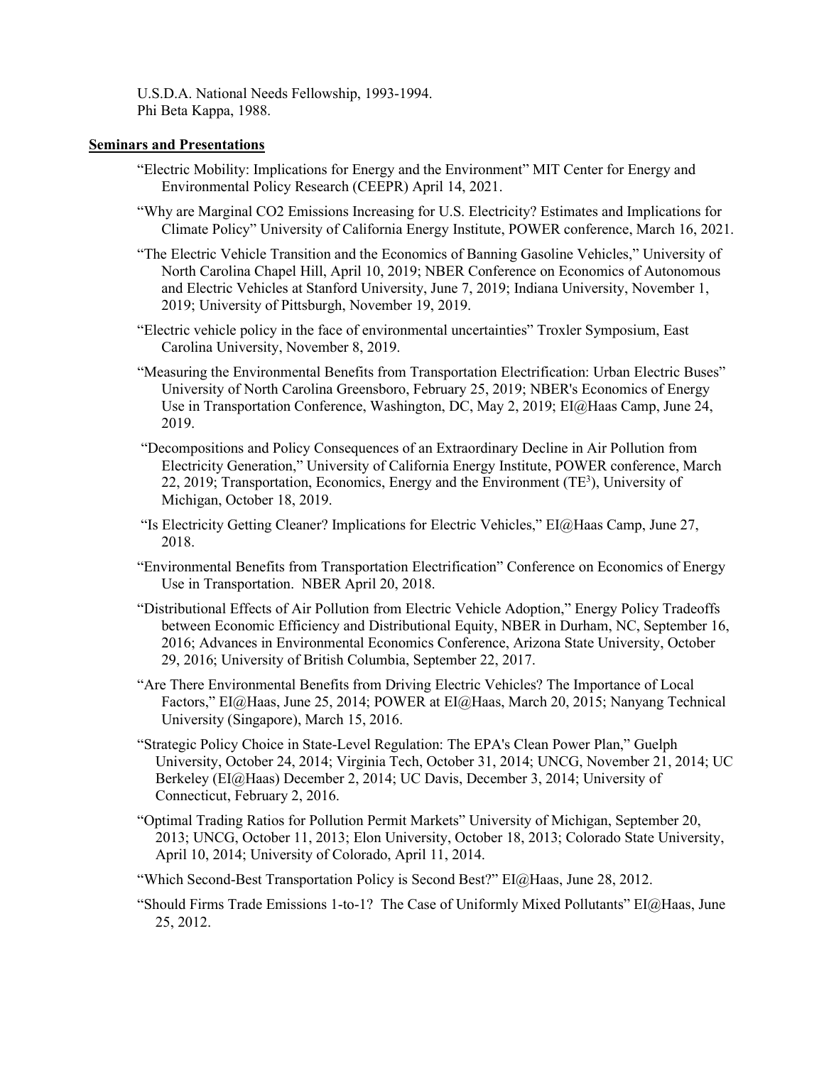U.S.D.A. National Needs Fellowship, 1993-1994.
Phi Beta Kappa, 1988.

**Seminars and Presentations**

"Electric Mobility: Implications for Energy and the Environment" MIT Center for Energy and Environmental Policy Research (CEEPR) April 14, 2021.

"Why are Marginal CO2 Emissions Increasing for U.S. Electricity? Estimates and Implications for Climate Policy" University of California Energy Institute, POWER conference, March 16, 2021.

"The Electric Vehicle Transition and the Economics of Banning Gasoline Vehicles," University of North Carolina Chapel Hill, April 10, 2019; NBER Conference on Economics of Autonomous and Electric Vehicles at Stanford University, June 7, 2019; Indiana University, November 1, 2019; University of Pittsburgh, November 19, 2019.

"Electric vehicle policy in the face of environmental uncertainties" Troxler Symposium, East Carolina University, November 8, 2019.

"Measuring the Environmental Benefits from Transportation Electrification: Urban Electric Buses" University of North Carolina Greensboro, February 25, 2019; NBER's Economics of Energy Use in Transportation Conference, Washington, DC, May 2, 2019; EI@Haas Camp, June 24, 2019.

"Decompositions and Policy Consequences of an Extraordinary Decline in Air Pollution from Electricity Generation," University of California Energy Institute, POWER conference, March 22, 2019; Transportation, Economics, Energy and the Environment ($TE^3$), University of Michigan, October 18, 2019.

"Is Electricity Getting Cleaner? Implications for Electric Vehicles," EI@Haas Camp, June 27, 2018.

"Environmental Benefits from Transportation Electrification" Conference on Economics of Energy Use in Transportation. NBER April 20, 2018.

"Distributional Effects of Air Pollution from Electric Vehicle Adoption," Energy Policy Tradeoffs between Economic Efficiency and Distributional Equity, NBER in Durham, NC, September 16, 2016; Advances in Environmental Economics Conference, Arizona State University, October 29, 2016; University of British Columbia, September 22, 2017.

"Are There Environmental Benefits from Driving Electric Vehicles? The Importance of Local Factors," EI@Haas, June 25, 2014; POWER at EI@Haas, March 20, 2015; Nanyang Technical University (Singapore), March 15, 2016.

"Strategic Policy Choice in State-Level Regulation: The EPA's Clean Power Plan," Guelph University, October 24, 2014; Virginia Tech, October 31, 2014; UNCG, November 21, 2014; UC Berkeley (EI@Haas) December 2, 2014; UC Davis, December 3, 2014; University of Connecticut, February 2, 2016.

"Optimal Trading Ratios for Pollution Permit Markets" University of Michigan, September 20, 2013; UNCG, October 11, 2013; Elon University, October 18, 2013; Colorado State University, April 10, 2014; University of Colorado, April 11, 2014.

"Which Second-Best Transportation Policy is Second Best?" EI@Haas, June 28, 2012.

"Should Firms Trade Emissions 1-to-1? The Case of Uniformly Mixed Pollutants" EI@Haas, June 25, 2012.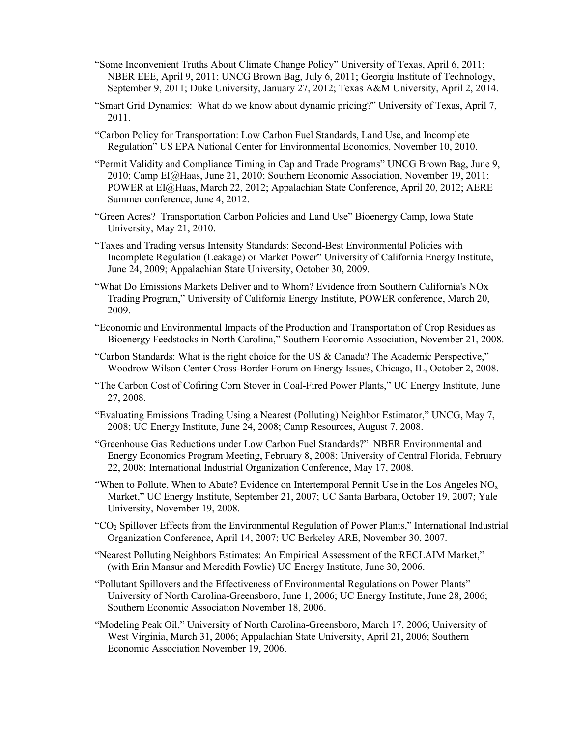"Some Inconvenient Truths About Climate Change Policy" University of Texas, April 6, 2011; NBER EEE, April 9, 2011; UNCG Brown Bag, July 6, 2011; Georgia Institute of Technology, September 9, 2011; Duke University, January 27, 2012; Texas A&M University, April 2, 2014.

"Smart Grid Dynamics: What do we know about dynamic pricing?" University of Texas, April 7, 2011.

"Carbon Policy for Transportation: Low Carbon Fuel Standards, Land Use, and Incomplete Regulation" US EPA National Center for Environmental Economics, November 10, 2010.

"Permit Validity and Compliance Timing in Cap and Trade Programs" UNCG Brown Bag, June 9, 2010; Camp EI@Haas, June 21, 2010; Southern Economic Association, November 19, 2011; POWER at EI@Haas, March 22, 2012; Appalachian State Conference, April 20, 2012; AERE Summer conference, June 4, 2012.

"Green Acres? Transportation Carbon Policies and Land Use" Bioenergy Camp, Iowa State University, May 21, 2010.

"Taxes and Trading versus Intensity Standards: Second-Best Environmental Policies with Incomplete Regulation (Leakage) or Market Power" University of California Energy Institute, June 24, 2009; Appalachian State University, October 30, 2009.

"What Do Emissions Markets Deliver and to Whom? Evidence from Southern California's NOx Trading Program," University of California Energy Institute, POWER conference, March 20, 2009.

"Economic and Environmental Impacts of the Production and Transportation of Crop Residues as Bioenergy Feedstocks in North Carolina," Southern Economic Association, November 21, 2008.

"Carbon Standards: What is the right choice for the US & Canada? The Academic Perspective," Woodrow Wilson Center Cross-Border Forum on Energy Issues, Chicago, IL, October 2, 2008.

"The Carbon Cost of Cofiring Corn Stover in Coal-Fired Power Plants," UC Energy Institute, June 27, 2008.

"Evaluating Emissions Trading Using a Nearest (Polluting) Neighbor Estimator," UNCG, May 7, 2008; UC Energy Institute, June 24, 2008; Camp Resources, August 7, 2008.

"Greenhouse Gas Reductions under Low Carbon Fuel Standards?" NBER Environmental and Energy Economics Program Meeting, February 8, 2008; University of Central Florida, February 22, 2008; International Industrial Organization Conference, May 17, 2008.

"When to Pollute, When to Abate? Evidence on Intertemporal Permit Use in the Los Angeles $NO_x$ Market," UC Energy Institute, September 21, 2007; UC Santa Barbara, October 19, 2007; Yale University, November 19, 2008.

"$CO_2$ Spillover Effects from the Environmental Regulation of Power Plants," International Industrial Organization Conference, April 14, 2007; UC Berkeley ARE, November 30, 2007.

"Nearest Polluting Neighbors Estimates: An Empirical Assessment of the RECLAIM Market," (with Erin Mansur and Meredith Fowlie) UC Energy Institute, June 30, 2006.

"Pollutant Spillovers and the Effectiveness of Environmental Regulations on Power Plants" University of North Carolina-Greensboro, June 1, 2006; UC Energy Institute, June 28, 2006; Southern Economic Association November 18, 2006.

"Modeling Peak Oil," University of North Carolina-Greensboro, March 17, 2006; University of West Virginia, March 31, 2006; Appalachian State University, April 21, 2006; Southern Economic Association November 19, 2006.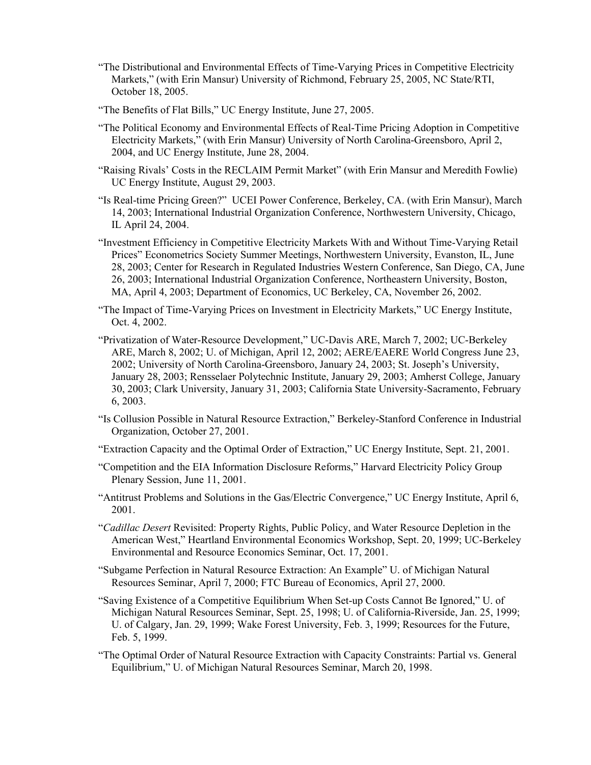"The Distributional and Environmental Effects of Time-Varying Prices in Competitive Electricity Markets," (with Erin Mansur) University of Richmond, February 25, 2005, NC State/RTI, October 18, 2005.

"The Benefits of Flat Bills," UC Energy Institute, June 27, 2005.

"The Political Economy and Environmental Effects of Real-Time Pricing Adoption in Competitive Electricity Markets," (with Erin Mansur) University of North Carolina-Greensboro, April 2, 2004, and UC Energy Institute, June 28, 2004.

"Raising Rivals' Costs in the RECLAIM Permit Market" (with Erin Mansur and Meredith Fowlie) UC Energy Institute, August 29, 2003.

"Is Real-time Pricing Green?" UCEI Power Conference, Berkeley, CA. (with Erin Mansur), March 14, 2003; International Industrial Organization Conference, Northwestern University, Chicago, IL April 24, 2004.

"Investment Efficiency in Competitive Electricity Markets With and Without Time-Varying Retail Prices" Econometrics Society Summer Meetings, Northwestern University, Evanston, IL, June 28, 2003; Center for Research in Regulated Industries Western Conference, San Diego, CA, June 26, 2003; International Industrial Organization Conference, Northeastern University, Boston, MA, April 4, 2003; Department of Economics, UC Berkeley, CA, November 26, 2002.

"The Impact of Time-Varying Prices on Investment in Electricity Markets," UC Energy Institute, Oct. 4, 2002.

"Privatization of Water-Resource Development," UC-Davis ARE, March 7, 2002; UC-Berkeley ARE, March 8, 2002; U. of Michigan, April 12, 2002; AERE/EAERE World Congress June 23, 2002; University of North Carolina-Greensboro, January 24, 2003; St. Joseph's University, January 28, 2003; Rensselaer Polytechnic Institute, January 29, 2003; Amherst College, January 30, 2003; Clark University, January 31, 2003; California State University-Sacramento, February 6, 2003.

"Is Collusion Possible in Natural Resource Extraction," Berkeley-Stanford Conference in Industrial Organization, October 27, 2001.

"Extraction Capacity and the Optimal Order of Extraction," UC Energy Institute, Sept. 21, 2001.

"Competition and the EIA Information Disclosure Reforms," Harvard Electricity Policy Group Plenary Session, June 11, 2001.

"Antitrust Problems and Solutions in the Gas/Electric Convergence," UC Energy Institute, April 6, 2001.

"*Cadillac Desert* Revisited: Property Rights, Public Policy, and Water Resource Depletion in the American West," Heartland Environmental Economics Workshop, Sept. 20, 1999; UC-Berkeley Environmental and Resource Economics Seminar, Oct. 17, 2001.

"Subgame Perfection in Natural Resource Extraction: An Example" U. of Michigan Natural Resources Seminar, April 7, 2000; FTC Bureau of Economics, April 27, 2000.

"Saving Existence of a Competitive Equilibrium When Set-up Costs Cannot Be Ignored," U. of Michigan Natural Resources Seminar, Sept. 25, 1998; U. of California-Riverside, Jan. 25, 1999; U. of Calgary, Jan. 29, 1999; Wake Forest University, Feb. 3, 1999; Resources for the Future, Feb. 5, 1999.

"The Optimal Order of Natural Resource Extraction with Capacity Constraints: Partial vs. General Equilibrium," U. of Michigan Natural Resources Seminar, March 20, 1998.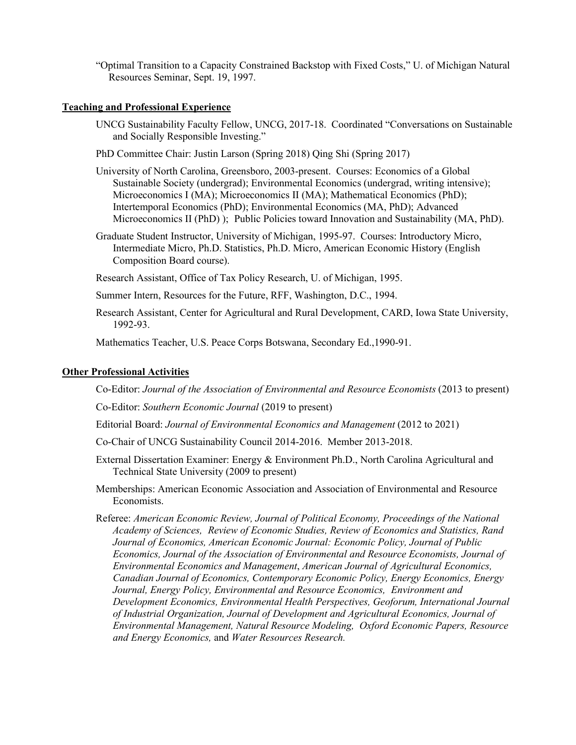"Optimal Transition to a Capacity Constrained Backstop with Fixed Costs," U. of Michigan Natural Resources Seminar, Sept. 19, 1997.

## Teaching and Professional Experience

UNCG Sustainability Faculty Fellow, UNCG, 2017-18. Coordinated "Conversations on Sustainable and Socially Responsible Investing."

PhD Committee Chair: Justin Larson (Spring 2018) Qing Shi (Spring 2017)

University of North Carolina, Greensboro, 2003-present. Courses: Economics of a Global Sustainable Society (undergrad); Environmental Economics (undergrad, writing intensive); Microeconomics I (MA); Microeconomics II (MA); Mathematical Economics (PhD); Intertemporal Economics (PhD); Environmental Economics (MA, PhD); Advanced Microeconomics II (PhD) ); Public Policies toward Innovation and Sustainability (MA, PhD).

Graduate Student Instructor, University of Michigan, 1995-97. Courses: Introductory Micro, Intermediate Micro, Ph.D. Statistics, Ph.D. Micro, American Economic History (English Composition Board course).

Research Assistant, Office of Tax Policy Research, U. of Michigan, 1995.

Summer Intern, Resources for the Future, RFF, Washington, D.C., 1994.

Research Assistant, Center for Agricultural and Rural Development, CARD, Iowa State University, 1992-93.

Mathematics Teacher, U.S. Peace Corps Botswana, Secondary Ed.,1990-91.

## Other Professional Activities

Co-Editor: *Journal of the Association of Environmental and Resource Economists* (2013 to present)

Co-Editor: *Southern Economic Journal* (2019 to present)

Editorial Board: *Journal of Environmental Economics and Management* (2012 to 2021)

Co-Chair of UNCG Sustainability Council 2014-2016. Member 2013-2018.

External Dissertation Examiner: Energy & Environment Ph.D., North Carolina Agricultural and Technical State University (2009 to present)

Memberships: American Economic Association and Association of Environmental and Resource Economists.

Referee: *American Economic Review, Journal of Political Economy, Proceedings of the National Academy of Sciences, Review of Economic Studies, Review of Economics and Statistics, Rand Journal of Economics, American Economic Journal: Economic Policy, Journal of Public Economics, Journal of the Association of Environmental and Resource Economists, Journal of Environmental Economics and Management*, *American Journal of Agricultural Economics, Canadian Journal of Economics, Contemporary Economic Policy, Energy Economics, Energy Journal, Energy Policy, Environmental and Resource Economics, Environment and Development Economics, Environmental Health Perspectives, Geoforum, International Journal of Industrial Organization, Journal of Development and Agricultural Economics, Journal of Environmental Management, Natural Resource Modeling, Oxford Economic Papers, Resource and Energy Economics,* and *Water Resources Research.*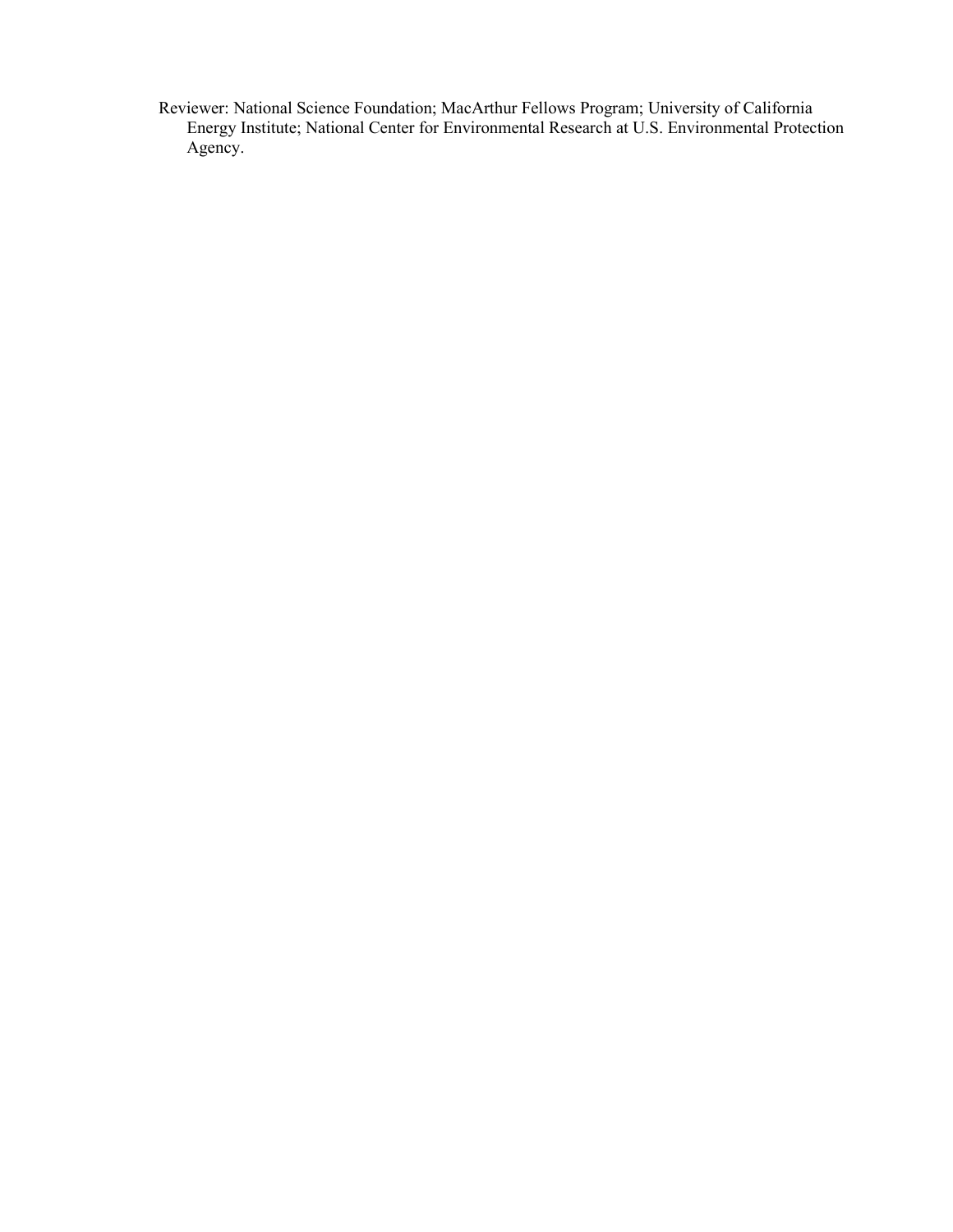Reviewer: National Science Foundation; MacArthur Fellows Program; University of California Energy Institute; National Center for Environmental Research at U.S. Environmental Protection Agency.